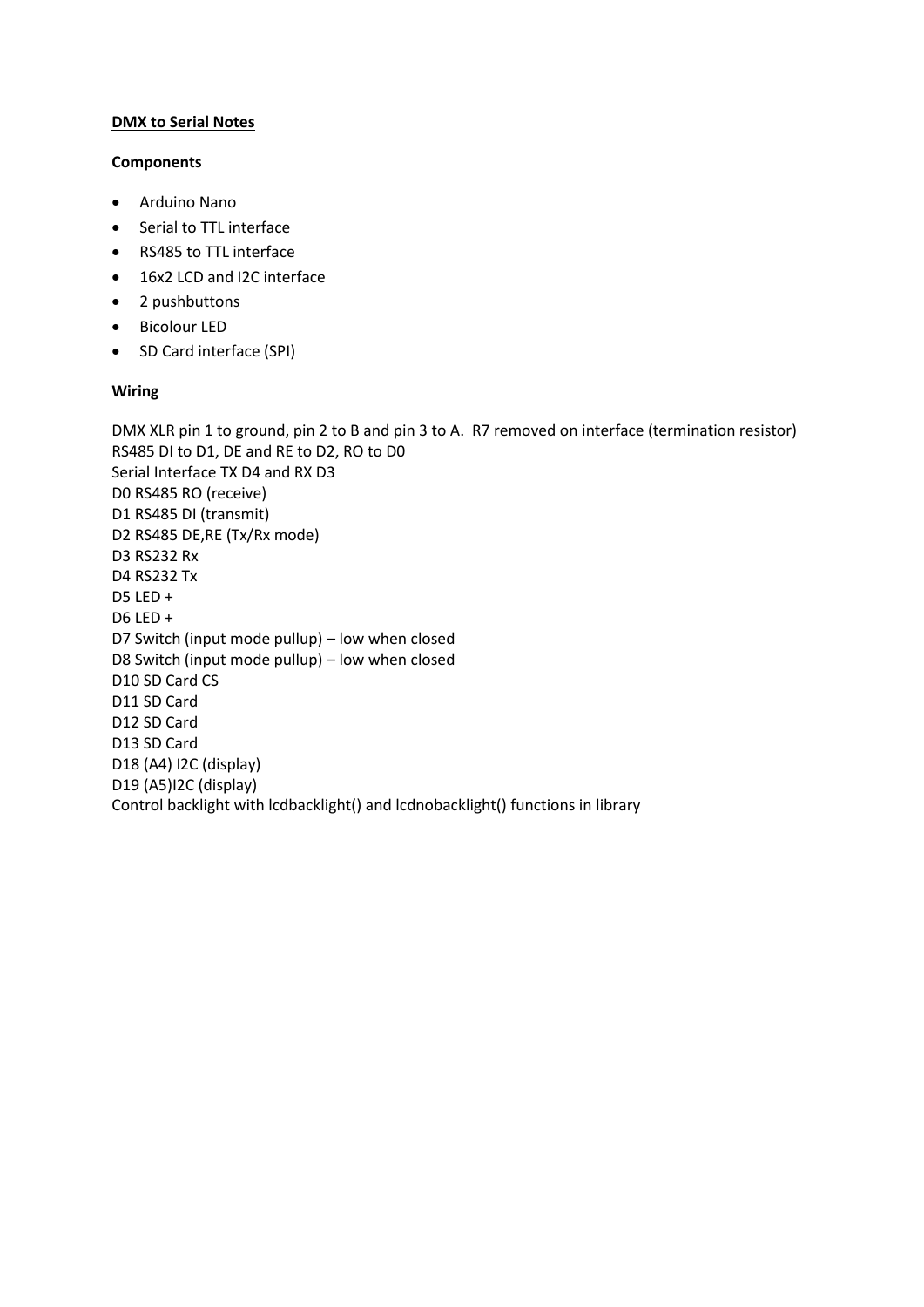**DMX to Serial Notes**

**Components**

- Arduino Nano
- Serial to TTL interface
- RS485 to TTL interface
- 16x2 LCD and I2C interface
- 2 pushbuttons
- Bicolour LED
- SD Card interface (SPI)

**Wiring**

DMX XLR pin 1 to ground, pin 2 to B and pin 3 to A. R7 removed on interface (termination resistor)
RS485 DI to D1, DE and RE to D2, RO to D0
Serial Interface TX D4 and RX D3
D0 RS485 RO (receive)
D1 RS485 DI (transmit)
D2 RS485 DE,RE (Tx/Rx mode)
D3 RS232 Rx
D4 RS232 Tx
D5 LED +
D6 LED +
D7 Switch (input mode pullup) – low when closed
D8 Switch (input mode pullup) – low when closed
D10 SD Card CS
D11 SD Card
D12 SD Card
D13 SD Card
D18 (A4) I2C (display)
D19 (A5)I2C (display)
Control backlight with lcdbacklight() and lcdnobacklight() functions in library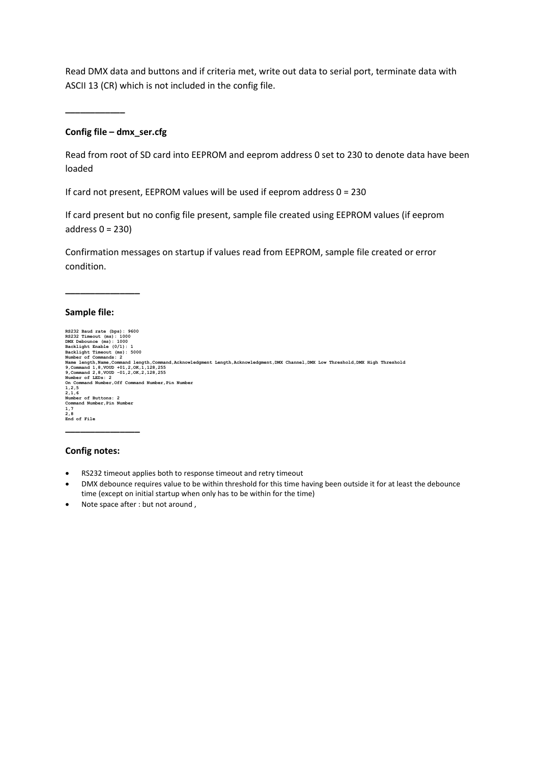Read DMX data and buttons and if criteria met, write out data to serial port, terminate data with ASCII 13 (CR) which is not included in the config file.

---

**Config file – dmx_ser.cfg**

Read from root of SD card into EEPROM and eeprom address 0 set to 230 to denote data have been loaded

If card not present, EEPROM values will be used if eeprom address 0 = 230

If card present but no config file present, sample file created using EEPROM values (if eeprom address 0 = 230)

Confirmation messages on startup if values read from EEPROM, sample file created or error condition.

---

**Sample file:**

```
RS232 Baud rate (bps): 9600
RS232 Timeout (ms): 1000
DMX Debounce (ms): 1000
Backlight Enable (0/1): 1
Backlight Timeout (ms): 5000
Number of Commands: 2
Name length,Name,Command length,Command,Acknowledgment Length,Acknowledgment,DMX Channel,DMX Low Threshold,DMX High Threshold
9,Command 1,8,VOUD +01,2,OK,1,128,255
9,Command 2,8,VOUD -01,2,OK,2,128,255
Number of LEDs: 2
On Command Number,Off Command Number,Pin Number
1,2,5
2,1,6
Number of Buttons: 2
Command Number,Pin Number
1,7
2,8
End of File
```

---

**Config notes:**

- RS232 timeout applies both to response timeout and retry timeout
- DMX debounce requires value to be within threshold for this time having been outside it for at least the debounce time (except on initial startup when only has to be within for the time)
- Note space after : but not around ,